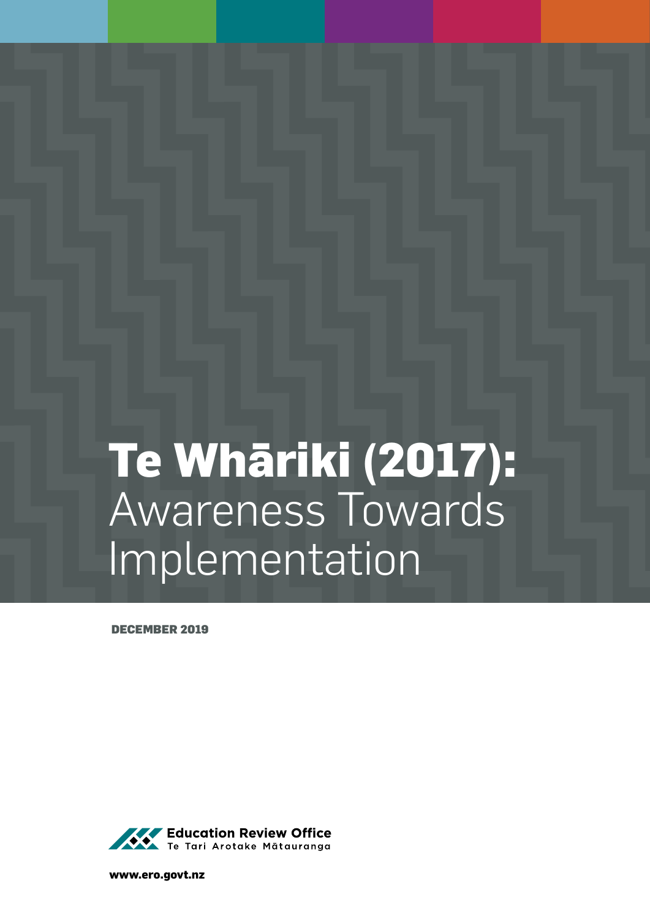# Te Whāriki (2017): Awareness Towards Implementation

DECEMBER 2019

Education Review Office
Te Tari Arotake Mātauranga

www.ero.govt.nz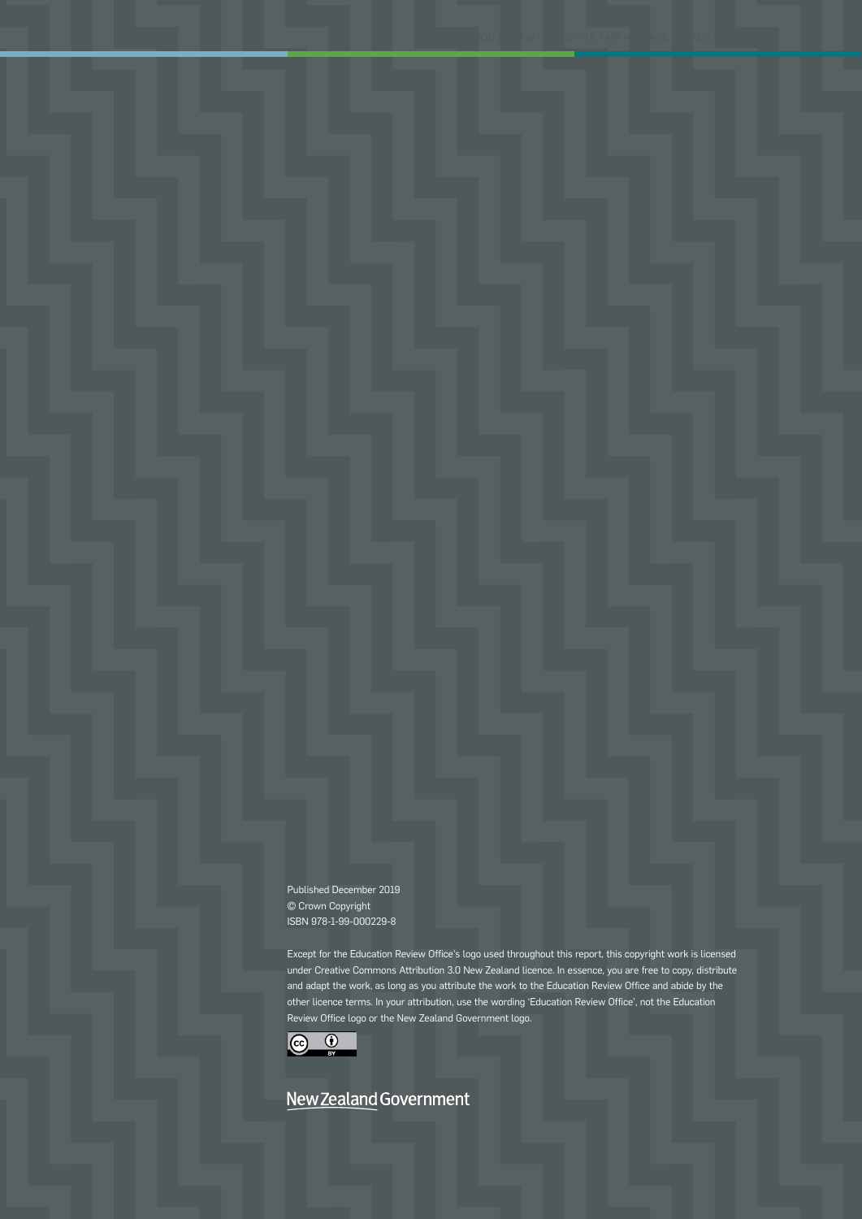Published December 2019
© Crown Copyright
ISBN 978-1-99-000229-8

Except for the Education Review Office's logo used throughout this report, this copyright work is licensed under Creative Commons Attribution 3.0 New Zealand licence. In essence, you are free to copy, distribute and adapt the work, as long as you attribute the work to the Education Review Office and abide by the other licence terms. In your attribution, use the wording 'Education Review Office', not the Education Review Office logo or the New Zealand Government logo.

New Zealand Government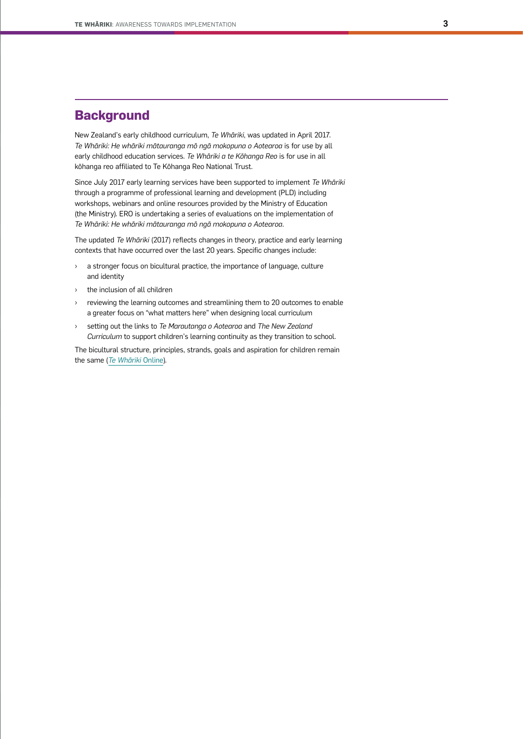## Background

New Zealand's early childhood curriculum, *Te Whāriki*, was updated in April 2017. *Te Whāriki: He whāriki mātauranga mō ngā mokopuna o Aotearoa* is for use by all early childhood education services. *Te Whāriki a te Kōhanga Reo* is for use in all kōhanga reo affiliated to Te Kōhanga Reo National Trust.

Since July 2017 early learning services have been supported to implement *Te Whāriki* through a programme of professional learning and development (PLD) including workshops, webinars and online resources provided by the Ministry of Education (the Ministry). ERO is undertaking a series of evaluations on the implementation of *Te Whāriki: He whāriki mātauranga mō ngā mokopuna o Aotearoa*.

The updated *Te Whāriki* (2017) reflects changes in theory, practice and early learning contexts that have occurred over the last 20 years. Specific changes include:

- a stronger focus on bicultural practice, the importance of language, culture and identity
- the inclusion of all children
- reviewing the learning outcomes and streamlining them to 20 outcomes to enable a greater focus on "what matters here" when designing local curriculum
- setting out the links to *Te Marautanga o Aotearoa* and *The New Zealand Curriculum* to support children's learning continuity as they transition to school.

The bicultural structure, principles, strands, goals and aspiration for children remain the same (*Te Whāriki* Online).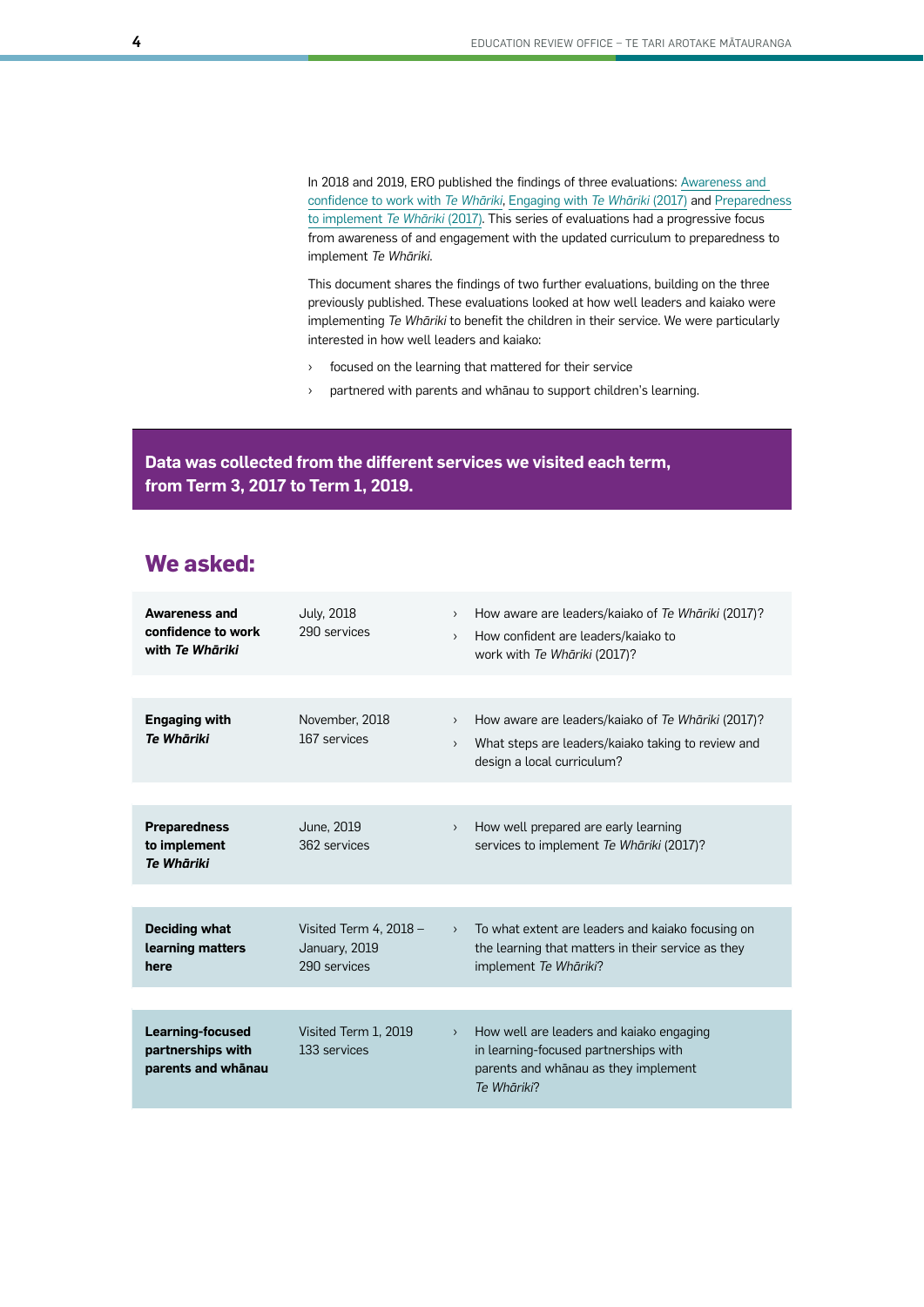In 2018 and 2019, ERO published the findings of three evaluations: Awareness and confidence to work with *Te Whāriki*, Engaging with *Te Whāriki* (2017) and Preparedness to implement *Te Whāriki* (2017). This series of evaluations had a progressive focus from awareness of and engagement with the updated curriculum to preparedness to implement *Te Whāriki*.

This document shares the findings of two further evaluations, building on the three previously published. These evaluations looked at how well leaders and kaiako were implementing *Te Whāriki* to benefit the children in their service. We were particularly interested in how well leaders and kaiako:

- focused on the learning that mattered for their service
- partnered with parents and whānau to support children's learning.

**Data was collected from the different services we visited each term, from Term 3, 2017 to Term 1, 2019.**

## We asked:

| Evaluation | Date and services | Questions |
|---|---|---|
| **Awareness and confidence to work with *Te Whāriki*** | July, 2018<br>290 services | › How aware are leaders/kaiako of *Te Whāriki* (2017)?<br>› How confident are leaders/kaiako to work with *Te Whāriki* (2017)? |
| **Engaging with *Te Whāriki*** | November, 2018<br>167 services | › How aware are leaders/kaiako of *Te Whāriki* (2017)?<br>› What steps are leaders/kaiako taking to review and design a local curriculum? |
| **Preparedness to implement *Te Whāriki*** | June, 2019<br>362 services | › How well prepared are early learning services to implement *Te Whāriki* (2017)? |
| **Deciding what learning matters here** | Visited Term 4, 2018 – January, 2019<br>290 services | › To what extent are leaders and kaiako focusing on the learning that matters in their service as they implement *Te Whāriki*? |
| **Learning-focused partnerships with parents and whānau** | Visited Term 1, 2019<br>133 services | › How well are leaders and kaiako engaging in learning-focused partnerships with parents and whānau as they implement *Te Whāriki*? |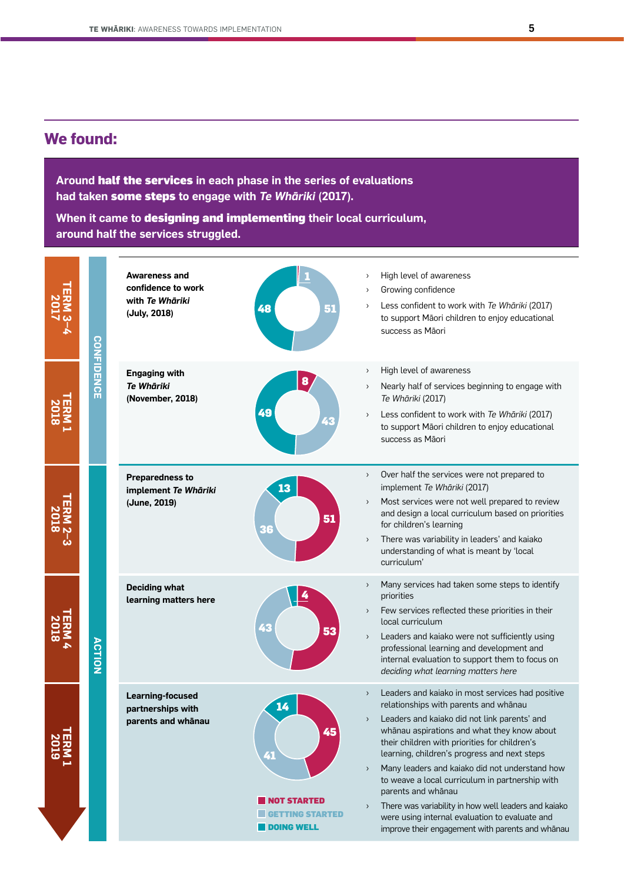## We found:

**Around half the services in each phase in the series of evaluations had taken some steps to engage with *Te Whāriki* (2017).**

**When it came to designing and implementing their local curriculum, around half the services struggled.**

| Term | Phase | Evaluation | Not started | Getting started | Doing well | Findings |
|---|---|---|---|---|---|---|
| TERM 3–4 2017 | CONFIDENCE | **Awareness and confidence to work with *Te Whāriki* (July, 2018)** | 1 | 51 | 48 | High level of awareness; Growing confidence; Less confident to work with *Te Whāriki* (2017) to support Māori children to enjoy educational success as Māori |
| TERM 1 2018 | CONFIDENCE | **Engaging with *Te Whāriki* (November, 2018)** | 8 | 43 | 49 | High level of awareness; Nearly half of services beginning to engage with *Te Whāriki* (2017); Less confident to work with *Te Whāriki* (2017) to support Māori children to enjoy educational success as Māori |
| TERM 2–3 2018 | ACTION | **Preparedness to implement *Te Whāriki* (June, 2019)** | 51 | 36 | 13 | Over half the services were not prepared to implement *Te Whāriki* (2017); Most services were not well prepared to review and design a local curriculum based on priorities for children's learning; There was variability in leaders' and kaiako understanding of what is meant by 'local curriculum' |
| TERM 4 2018 | ACTION | **Deciding what learning matters here** | 53 | 43 | 4 | Many services had taken some steps to identify priorities; Few services reflected these priorities in their local curriculum; Leaders and kaiako were not sufficiently using professional learning and development and internal evaluation to support them to focus on *deciding what learning matters here* |
| TERM 1 2019 | ACTION | **Learning-focused partnerships with parents and whānau** | 45 | 41 | 14 | Leaders and kaiako in most services had positive relationships with parents and whānau; Leaders and kaiako did not link parents' and whānau aspirations and what they know about their children with priorities for children's learning, children's progress and next steps; Many leaders and kaiako did not understand how to weave a local curriculum in partnership with parents and whānau; There was variability in how well leaders and kaiako were using internal evaluation to evaluate and improve their engagement with parents and whānau |

Key: NOT STARTED, GETTING STARTED, DOING WELL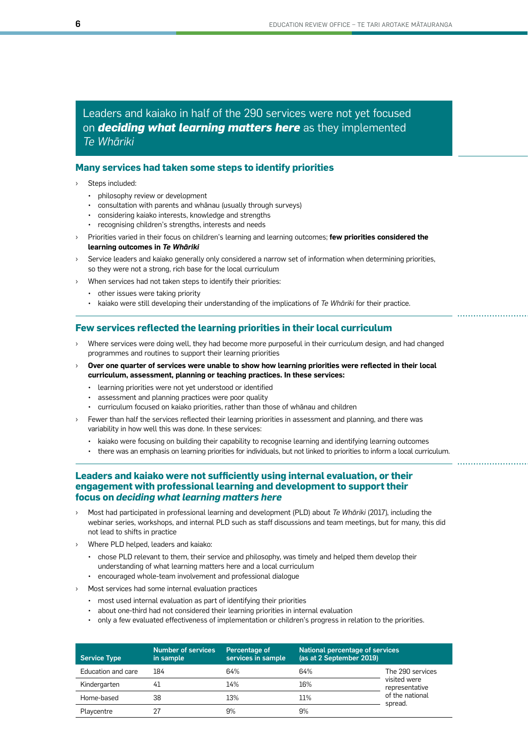## Leaders and kaiako in half of the 290 services were not yet focused on ***deciding what learning matters here*** as they implemented *Te Whāriki*

### Many services had taken some steps to identify priorities

- Steps included:
  - philosophy review or development
  - consultation with parents and whānau (usually through surveys)
  - considering kaiako interests, knowledge and strengths
  - recognising children's strengths, interests and needs
- Priorities varied in their focus on children's learning and learning outcomes; **few priorities considered the learning outcomes in *Te Whāriki***
- Service leaders and kaiako generally only considered a narrow set of information when determining priorities, so they were not a strong, rich base for the local curriculum
- When services had not taken steps to identify their priorities:
  - other issues were taking priority
  - kaiako were still developing their understanding of the implications of *Te Whāriki* for their practice.

### Few services reflected the learning priorities in their local curriculum

- Where services were doing well, they had become more purposeful in their curriculum design, and had changed programmes and routines to support their learning priorities
- **Over one quarter of services were unable to show how learning priorities were reflected in their local curriculum, assessment, planning or teaching practices. In these services:**
  - learning priorities were not yet understood or identified
  - assessment and planning practices were poor quality
  - curriculum focused on kaiako priorities, rather than those of whānau and children
- Fewer than half the services reflected their learning priorities in assessment and planning, and there was variability in how well this was done. In these services:
  - kaiako were focusing on building their capability to recognise learning and identifying learning outcomes
  - there was an emphasis on learning priorities for individuals, but not linked to priorities to inform a local curriculum.

### Leaders and kaiako were not sufficiently using internal evaluation, or their engagement with professional learning and development to support their focus on *deciding what learning matters here*

- Most had participated in professional learning and development (PLD) about *Te Whāriki* (2017), including the webinar series, workshops, and internal PLD such as staff discussions and team meetings, but for many, this did not lead to shifts in practice
- Where PLD helped, leaders and kaiako:
  - chose PLD relevant to them, their service and philosophy, was timely and helped them develop their understanding of what learning matters here and a local curriculum
  - encouraged whole-team involvement and professional dialogue
- Most services had some internal evaluation practices
  - most used internal evaluation as part of identifying their priorities
  - about one-third had not considered their learning priorities in internal evaluation
  - only a few evaluated effectiveness of implementation or children's progress in relation to the priorities.

| Service Type | Number of services in sample | Percentage of services in sample | National percentage of services (as at 2 September 2019) | |
|---|---|---|---|---|
| Education and care | 184 | 64% | 64% | The 290 services visited were representative of the national spread. |
| Kindergarten | 41 | 14% | 16% | |
| Home-based | 38 | 13% | 11% | |
| Playcentre | 27 | 9% | 9% | |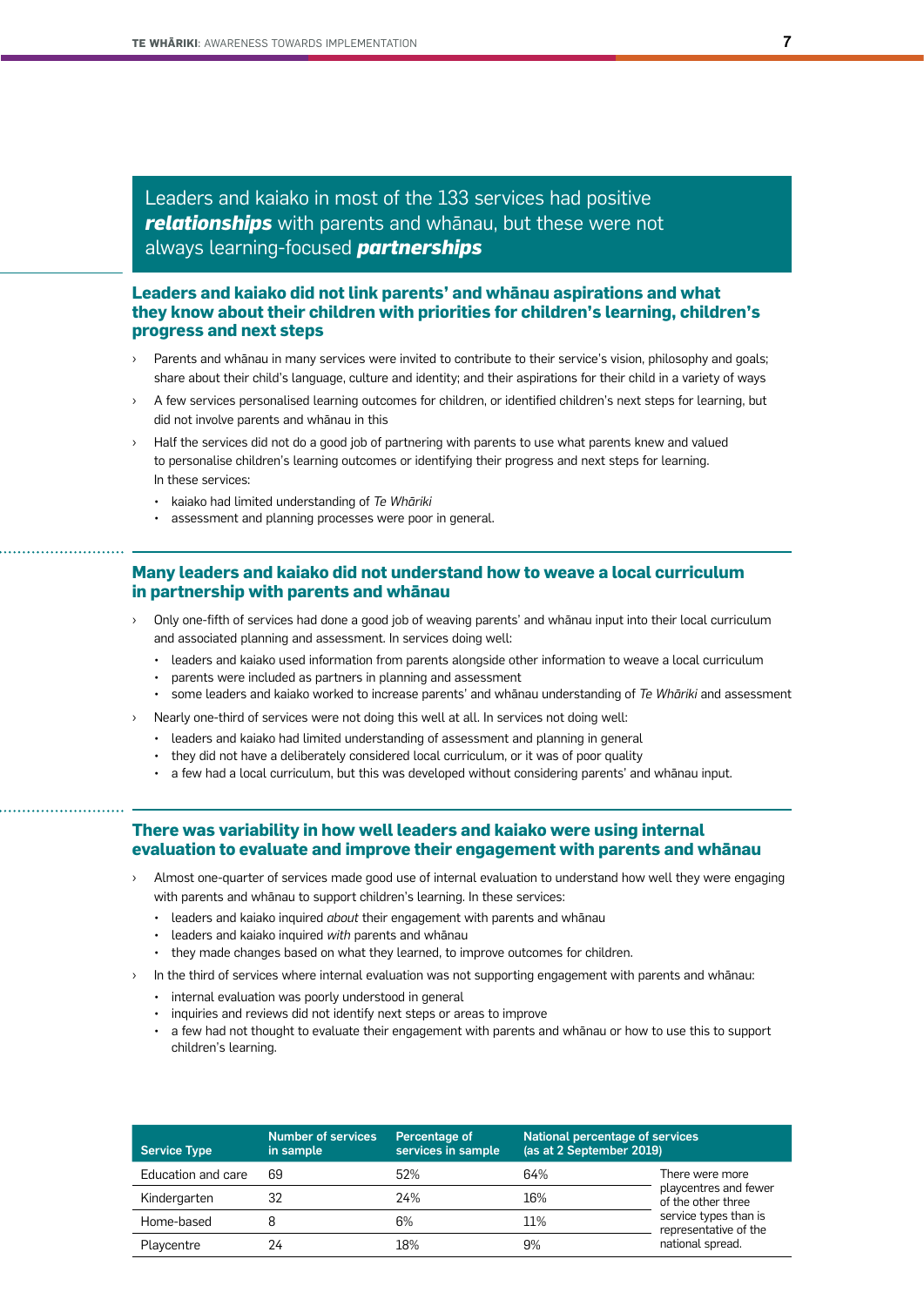## Leaders and kaiako in most of the 133 services had positive ***relationships*** with parents and whānau, but these were not always learning-focused ***partnerships***

### Leaders and kaiako did not link parents' and whānau aspirations and what they know about their children with priorities for children's learning, children's progress and next steps

- Parents and whānau in many services were invited to contribute to their service's vision, philosophy and goals; share about their child's language, culture and identity; and their aspirations for their child in a variety of ways
- A few services personalised learning outcomes for children, or identified children's next steps for learning, but did not involve parents and whānau in this
- Half the services did not do a good job of partnering with parents to use what parents knew and valued to personalise children's learning outcomes or identifying their progress and next steps for learning. In these services:
  - kaiako had limited understanding of *Te Whāriki*
  - assessment and planning processes were poor in general.

### Many leaders and kaiako did not understand how to weave a local curriculum in partnership with parents and whānau

- Only one-fifth of services had done a good job of weaving parents' and whānau input into their local curriculum and associated planning and assessment. In services doing well:
  - leaders and kaiako used information from parents alongside other information to weave a local curriculum
  - parents were included as partners in planning and assessment
  - some leaders and kaiako worked to increase parents' and whānau understanding of *Te Whāriki* and assessment
- Nearly one-third of services were not doing this well at all. In services not doing well:
  - leaders and kaiako had limited understanding of assessment and planning in general
  - they did not have a deliberately considered local curriculum, or it was of poor quality
  - a few had a local curriculum, but this was developed without considering parents' and whānau input.

### There was variability in how well leaders and kaiako were using internal evaluation to evaluate and improve their engagement with parents and whānau

- Almost one-quarter of services made good use of internal evaluation to understand how well they were engaging with parents and whānau to support children's learning. In these services:
  - leaders and kaiako inquired *about* their engagement with parents and whānau
  - leaders and kaiako inquired *with* parents and whānau
  - they made changes based on what they learned, to improve outcomes for children.
- In the third of services where internal evaluation was not supporting engagement with parents and whānau:
  - internal evaluation was poorly understood in general
  - inquiries and reviews did not identify next steps or areas to improve
  - a few had not thought to evaluate their engagement with parents and whānau or how to use this to support children's learning.

| Service Type | Number of services in sample | Percentage of services in sample | National percentage of services (as at 2 September 2019) | |
|---|---|---|---|---|
| Education and care | 69 | 52% | 64% | There were more playcentres and fewer of the other three service types than is representative of the national spread. |
| Kindergarten | 32 | 24% | 16% | |
| Home-based | 8 | 6% | 11% | |
| Playcentre | 24 | 18% | 9% | |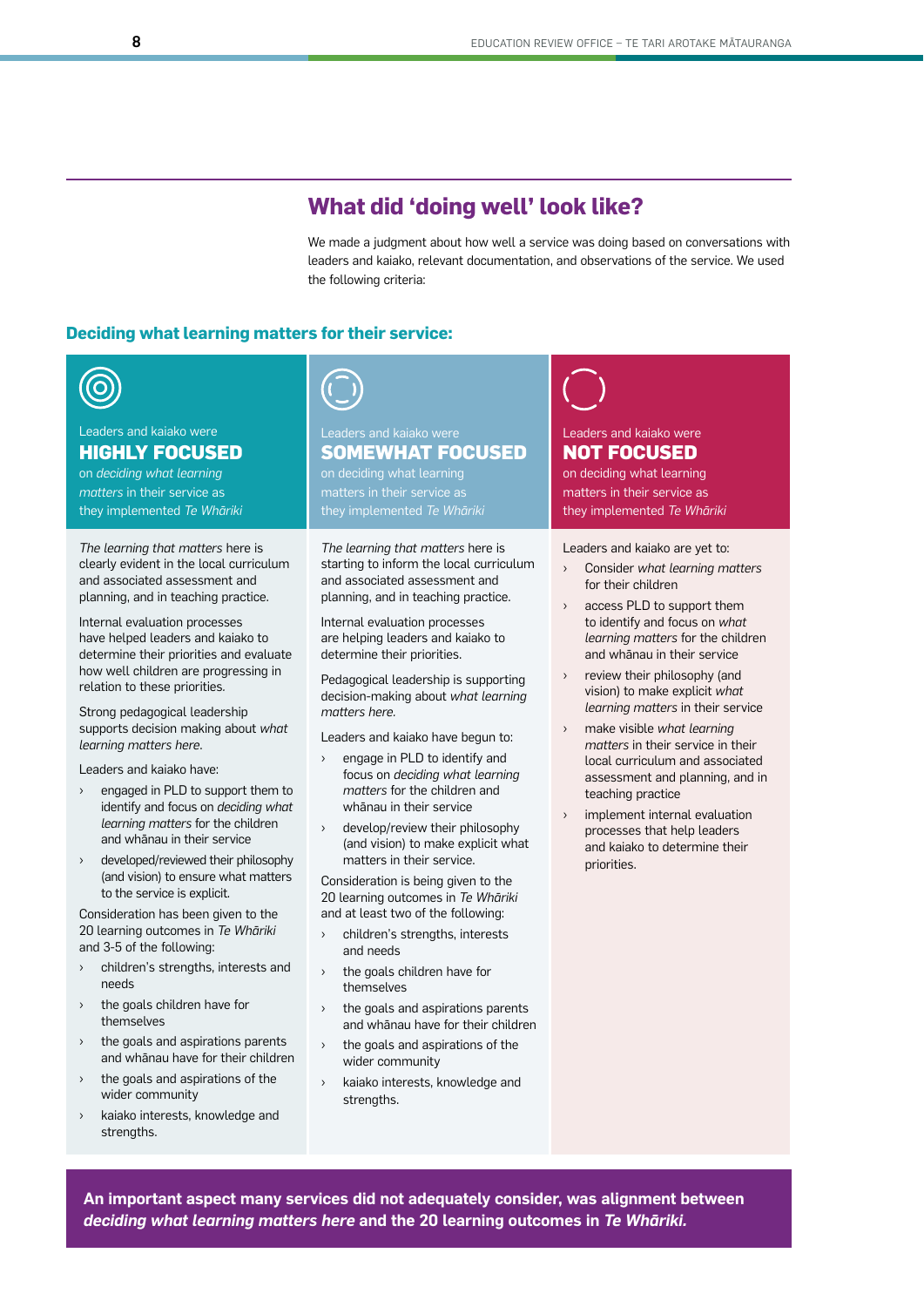## What did 'doing well' look like?

We made a judgment about how well a service was doing based on conversations with leaders and kaiako, relevant documentation, and observations of the service. We used the following criteria:

### Deciding what learning matters for their service:

Leaders and kaiako were **HIGHLY FOCUSED** on *deciding what learning matters* in their service as they implemented *Te Whāriki*

*The learning that matters* here is clearly evident in the local curriculum and associated assessment and planning, and in teaching practice.

Internal evaluation processes have helped leaders and kaiako to determine their priorities and evaluate how well children are progressing in relation to these priorities.

Strong pedagogical leadership supports decision making about *what learning matters here.*

Leaders and kaiako have:

- engaged in PLD to support them to identify and focus on *deciding what learning matters* for the children and whānau in their service
- developed/reviewed their philosophy (and vision) to ensure what matters to the service is explicit.

Consideration has been given to the 20 learning outcomes in *Te Whāriki* and 3-5 of the following:

- children's strengths, interests and needs
- the goals children have for themselves
- the goals and aspirations parents and whānau have for their children
- the goals and aspirations of the wider community
- kaiako interests, knowledge and strengths.

Leaders and kaiako were **SOMEWHAT FOCUSED** on deciding what learning matters in their service as they implemented *Te Whāriki*

*The learning that matters* here is starting to inform the local curriculum and associated assessment and planning, and in teaching practice.

Internal evaluation processes are helping leaders and kaiako to determine their priorities.

Pedagogical leadership is supporting decision-making about *what learning matters here.*

Leaders and kaiako have begun to:

- engage in PLD to identify and focus on *deciding what learning matters* for the children and whānau in their service
- develop/review their philosophy (and vision) to make explicit what matters in their service.

Consideration is being given to the 20 learning outcomes in *Te Whāriki* and at least two of the following:

- children's strengths, interests and needs
- the goals children have for themselves
- the goals and aspirations parents and whānau have for their children
- the goals and aspirations of the wider community
- kaiako interests, knowledge and strengths.

Leaders and kaiako were **NOT FOCUSED** on deciding what learning matters in their service as they implemented *Te Whāriki*

Leaders and kaiako are yet to:

- Consider *what learning matters* for their children
- access PLD to support them to identify and focus on *what learning matters* for the children and whānau in their service
- review their philosophy (and vision) to make explicit *what learning matters* in their service
- make visible *what learning matters* in their service in their local curriculum and associated assessment and planning, and in teaching practice
- implement internal evaluation processes that help leaders and kaiako to determine their priorities.

**An important aspect many services did not adequately consider, was alignment between *deciding what learning matters here* and the 20 learning outcomes in *Te Whāriki.***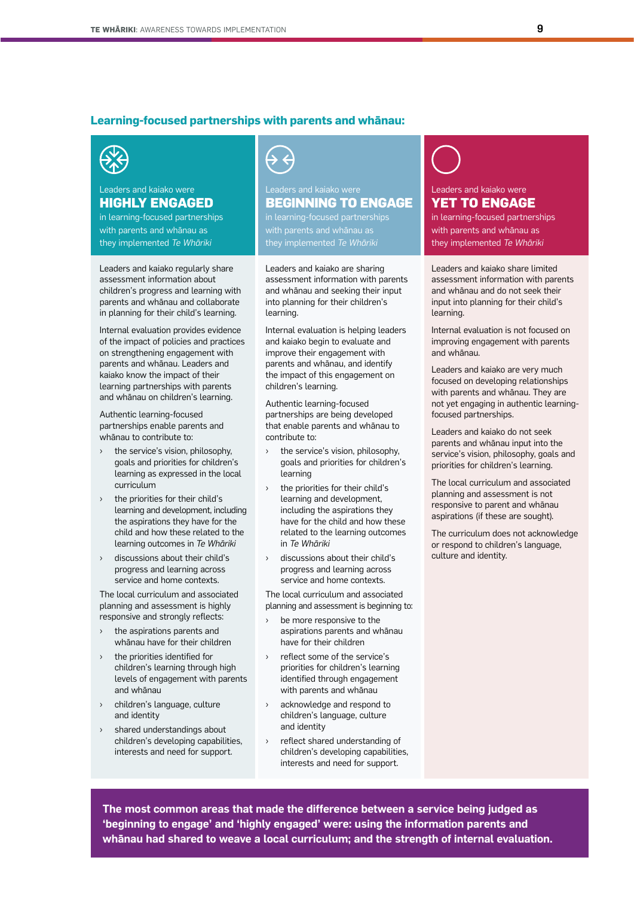## Learning-focused partnerships with parents and whānau:

### Leaders and kaiako were HIGHLY ENGAGED in learning-focused partnerships with parents and whānau as they implemented *Te Whāriki*

Leaders and kaiako regularly share assessment information about children's progress and learning with parents and whānau and collaborate in planning for their child's learning.

Internal evaluation provides evidence of the impact of policies and practices on strengthening engagement with parents and whānau. Leaders and kaiako know the impact of their learning partnerships with parents and whānau on children's learning.

Authentic learning-focused partnerships enable parents and whānau to contribute to:

- the service's vision, philosophy, goals and priorities for children's learning as expressed in the local curriculum
- the priorities for their child's learning and development, including the aspirations they have for the child and how these related to the learning outcomes in *Te Whāriki*
- discussions about their child's progress and learning across service and home contexts.

The local curriculum and associated planning and assessment is highly responsive and strongly reflects:

- the aspirations parents and whānau have for their children
- the priorities identified for children's learning through high levels of engagement with parents and whānau
- children's language, culture and identity
- shared understandings about children's developing capabilities, interests and need for support.

### Leaders and kaiako were BEGINNING TO ENGAGE in learning-focused partnerships with parents and whānau as they implemented *Te Whāriki*

Leaders and kaiako are sharing assessment information with parents and whānau and seeking their input into planning for their children's learning.

Internal evaluation is helping leaders and kaiako begin to evaluate and improve their engagement with parents and whānau, and identify the impact of this engagement on children's learning.

Authentic learning-focused partnerships are being developed that enable parents and whānau to contribute to:

- the service's vision, philosophy, goals and priorities for children's learning
- the priorities for their child's learning and development, including the aspirations they have for the child and how these related to the learning outcomes in *Te Whāriki*
- discussions about their child's progress and learning across service and home contexts.

The local curriculum and associated planning and assessment is beginning to:

- be more responsive to the aspirations parents and whānau have for their children
- reflect some of the service's priorities for children's learning identified through engagement with parents and whānau
- acknowledge and respond to children's language, culture and identity
- reflect shared understanding of children's developing capabilities, interests and need for support.

### Leaders and kaiako were YET TO ENGAGE in learning-focused partnerships with parents and whānau as they implemented *Te Whāriki*

Leaders and kaiako share limited assessment information with parents and whānau and do not seek their input into planning for their child's learning.

Internal evaluation is not focused on improving engagement with parents and whānau.

Leaders and kaiako are very much focused on developing relationships with parents and whānau. They are not yet engaging in authentic learning-focused partnerships.

Leaders and kaiako do not seek parents and whānau input into the service's vision, philosophy, goals and priorities for children's learning.

The local curriculum and associated planning and assessment is not responsive to parent and whānau aspirations (if these are sought).

The curriculum does not acknowledge or respond to children's language, culture and identity.

**The most common areas that made the difference between a service being judged as 'beginning to engage' and 'highly engaged' were: using the information parents and whānau had shared to weave a local curriculum; and the strength of internal evaluation.**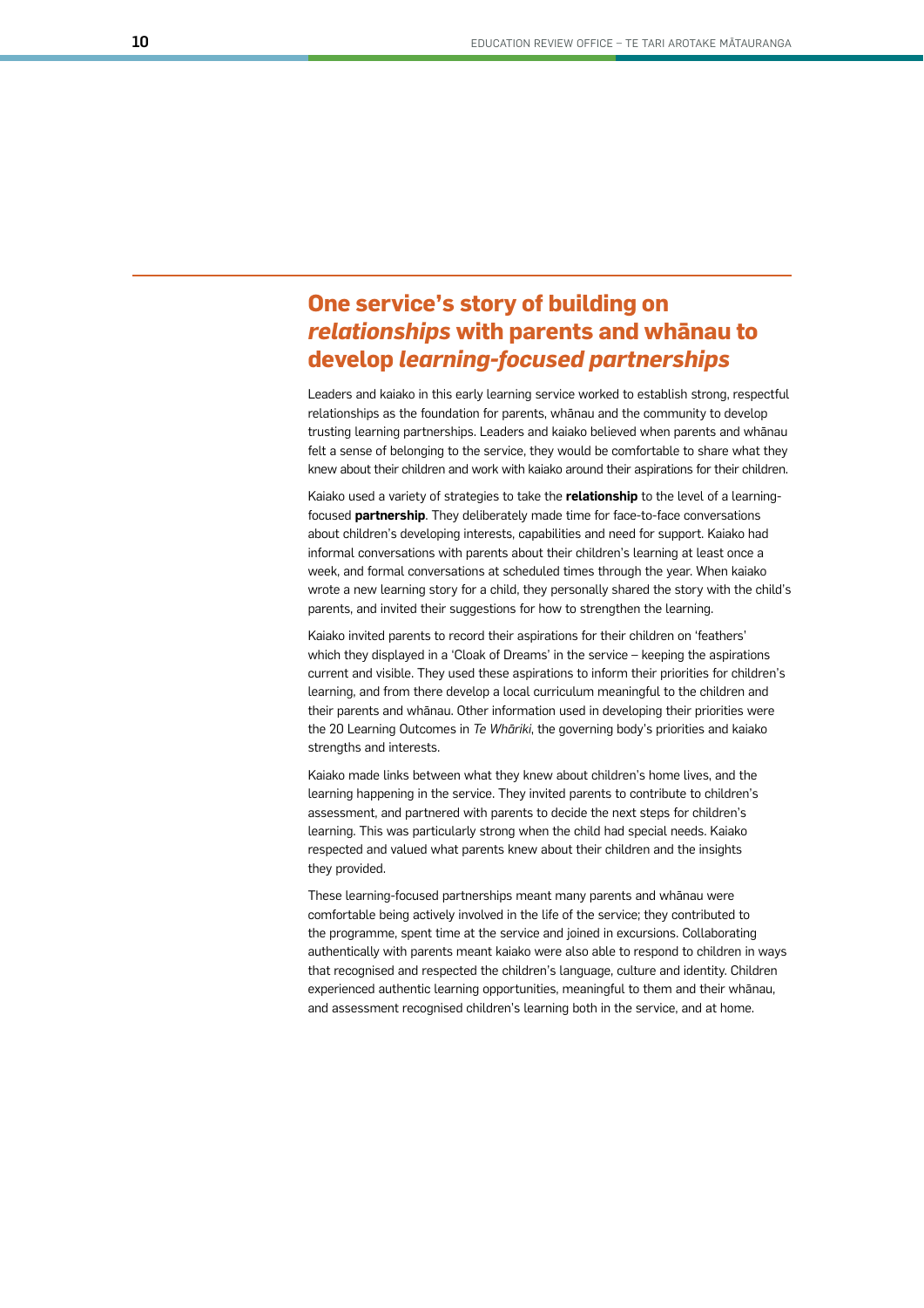## One service's story of building on *relationships* with parents and whānau to develop *learning-focused partnerships*

Leaders and kaiako in this early learning service worked to establish strong, respectful relationships as the foundation for parents, whānau and the community to develop trusting learning partnerships. Leaders and kaiako believed when parents and whānau felt a sense of belonging to the service, they would be comfortable to share what they knew about their children and work with kaiako around their aspirations for their children.

Kaiako used a variety of strategies to take the **relationship** to the level of a learning-focused **partnership**. They deliberately made time for face-to-face conversations about children's developing interests, capabilities and need for support. Kaiako had informal conversations with parents about their children's learning at least once a week, and formal conversations at scheduled times through the year. When kaiako wrote a new learning story for a child, they personally shared the story with the child's parents, and invited their suggestions for how to strengthen the learning.

Kaiako invited parents to record their aspirations for their children on 'feathers' which they displayed in a 'Cloak of Dreams' in the service – keeping the aspirations current and visible. They used these aspirations to inform their priorities for children's learning, and from there develop a local curriculum meaningful to the children and their parents and whānau. Other information used in developing their priorities were the 20 Learning Outcomes in *Te Whāriki*, the governing body's priorities and kaiako strengths and interests.

Kaiako made links between what they knew about children's home lives, and the learning happening in the service. They invited parents to contribute to children's assessment, and partnered with parents to decide the next steps for children's learning. This was particularly strong when the child had special needs. Kaiako respected and valued what parents knew about their children and the insights they provided.

These learning-focused partnerships meant many parents and whānau were comfortable being actively involved in the life of the service; they contributed to the programme, spent time at the service and joined in excursions. Collaborating authentically with parents meant kaiako were also able to respond to children in ways that recognised and respected the children's language, culture and identity. Children experienced authentic learning opportunities, meaningful to them and their whānau, and assessment recognised children's learning both in the service, and at home.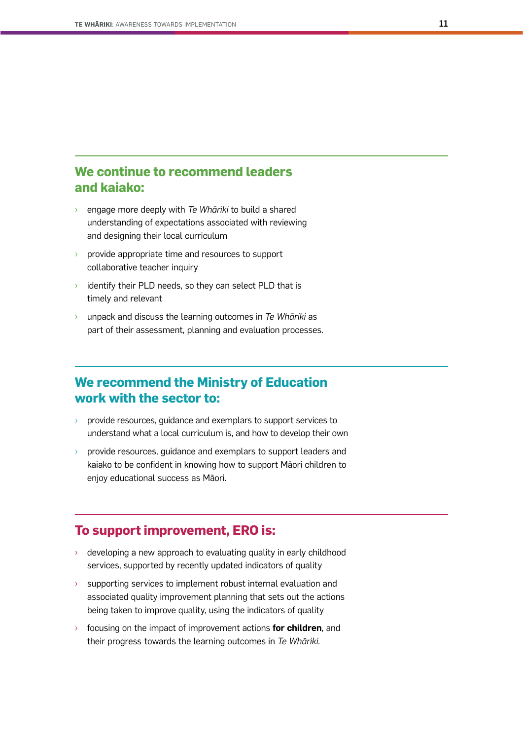## We continue to recommend leaders and kaiako:

- engage more deeply with *Te Whāriki* to build a shared understanding of expectations associated with reviewing and designing their local curriculum
- provide appropriate time and resources to support collaborative teacher inquiry
- identify their PLD needs, so they can select PLD that is timely and relevant
- unpack and discuss the learning outcomes in *Te Whāriki* as part of their assessment, planning and evaluation processes.

## We recommend the Ministry of Education work with the sector to:

- provide resources, guidance and exemplars to support services to understand what a local curriculum is, and how to develop their own
- provide resources, guidance and exemplars to support leaders and kaiako to be confident in knowing how to support Māori children to enjoy educational success as Māori.

## To support improvement, ERO is:

- developing a new approach to evaluating quality in early childhood services, supported by recently updated indicators of quality
- supporting services to implement robust internal evaluation and associated quality improvement planning that sets out the actions being taken to improve quality, using the indicators of quality
- focusing on the impact of improvement actions **for children**, and their progress towards the learning outcomes in *Te Whāriki.*